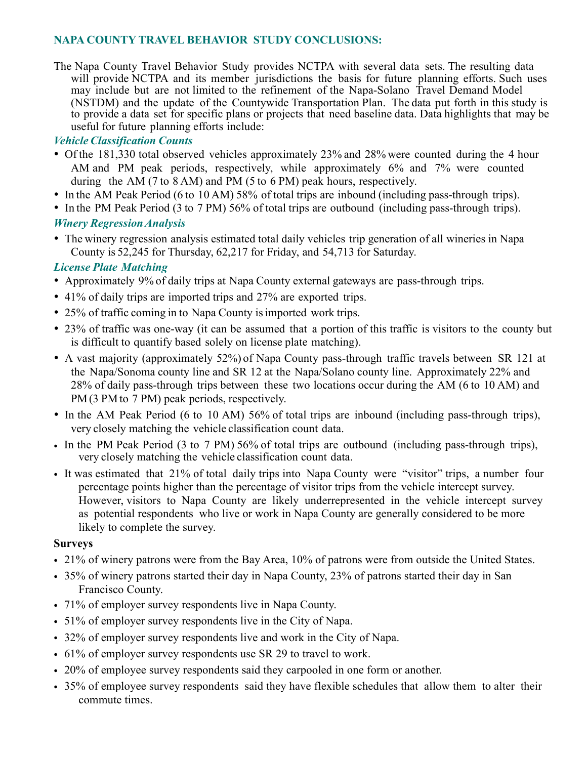## NAPA COUNTY TRAVEL BEHAVIOR STUDY CONCLUSIONS:

The Napa County Travel Behavior Study provides NCTPA with several data sets. The resulting data will provide NCTPA and its member jurisdictions the basis for future planning efforts. Such uses may include but are not limited to the refinement of the Napa-Solano Travel Demand Model (NSTDM) and the update of the Countywide Transportation Plan. The data put forth in this study is to provide a data set for specific plans or projects that need baseline data. Data highlights that may be useful for future planning efforts include:

### *Vehicle Classification Counts*

- Of the 181,330 total observed vehicles approximately 23% and 28% were counted during the 4 hour AM and PM peak periods, respectively, while approximately 6% and 7% were counted during the AM (7 to 8 AM) and PM (5 to 6 PM) peak hours, respectively.
- In the AM Peak Period (6 to 10 AM) 58% of total trips are inbound (including pass-through trips).
- In the PM Peak Period (3 to 7 PM) 56% of total trips are outbound (including pass-through trips).

### *Winery Regression Analysis*

- The winery regression analysis estimated total daily vehicles trip generation of all wineries in Napa County is 52,245 for Thursday, 62,217 for Friday, and 54,713 for Saturday.

### *License Plate Matching*

- Approximately 9% of daily trips at Napa County external gateways are pass-through trips.
- 41% of daily trips are imported trips and 27% are exported trips.
- 25% of traffic coming in to Napa County is imported work trips.
- 23% of traffic was one-way (it can be assumed that a portion of this traffic is visitors to the county but is difficult to quantify based solely on license plate matching).
- A vast majority (approximately 52%) of Napa County pass-through traffic travels between SR 121 at the Napa/Sonoma county line and SR 12 at the Napa/Solano county line. Approximately 22% and 28% of daily pass-through trips between these two locations occur during the AM (6 to 10 AM) and PM (3 PM to 7 PM) peak periods, respectively.
- In the AM Peak Period (6 to 10 AM) 56% of total trips are inbound (including pass-through trips), very closely matching the vehicle classification count data.
- In the PM Peak Period (3 to 7 PM) 56% of total trips are outbound (including pass-through trips), very closely matching the vehicle classification count data.
- It was estimated that 21% of total daily trips into Napa County were "visitor" trips, a number four percentage points higher than the percentage of visitor trips from the vehicle intercept survey. However, visitors to Napa County are likely underrepresented in the vehicle intercept survey as potential respondents who live or work in Napa County are generally considered to be more likely to complete the survey.

### **Surveys**

- 21% of winery patrons were from the Bay Area, 10% of patrons were from outside the United States.
- 35% of winery patrons started their day in Napa County, 23% of patrons started their day in San Francisco County.
- 71% of employer survey respondents live in Napa County.
- 51% of employer survey respondents live in the City of Napa.
- 32% of employer survey respondents live and work in the City of Napa.
- 61% of employer survey respondents use SR 29 to travel to work.
- 20% of employee survey respondents said they carpooled in one form or another.
- 35% of employee survey respondents said they have flexible schedules that allow them to alter their commute times.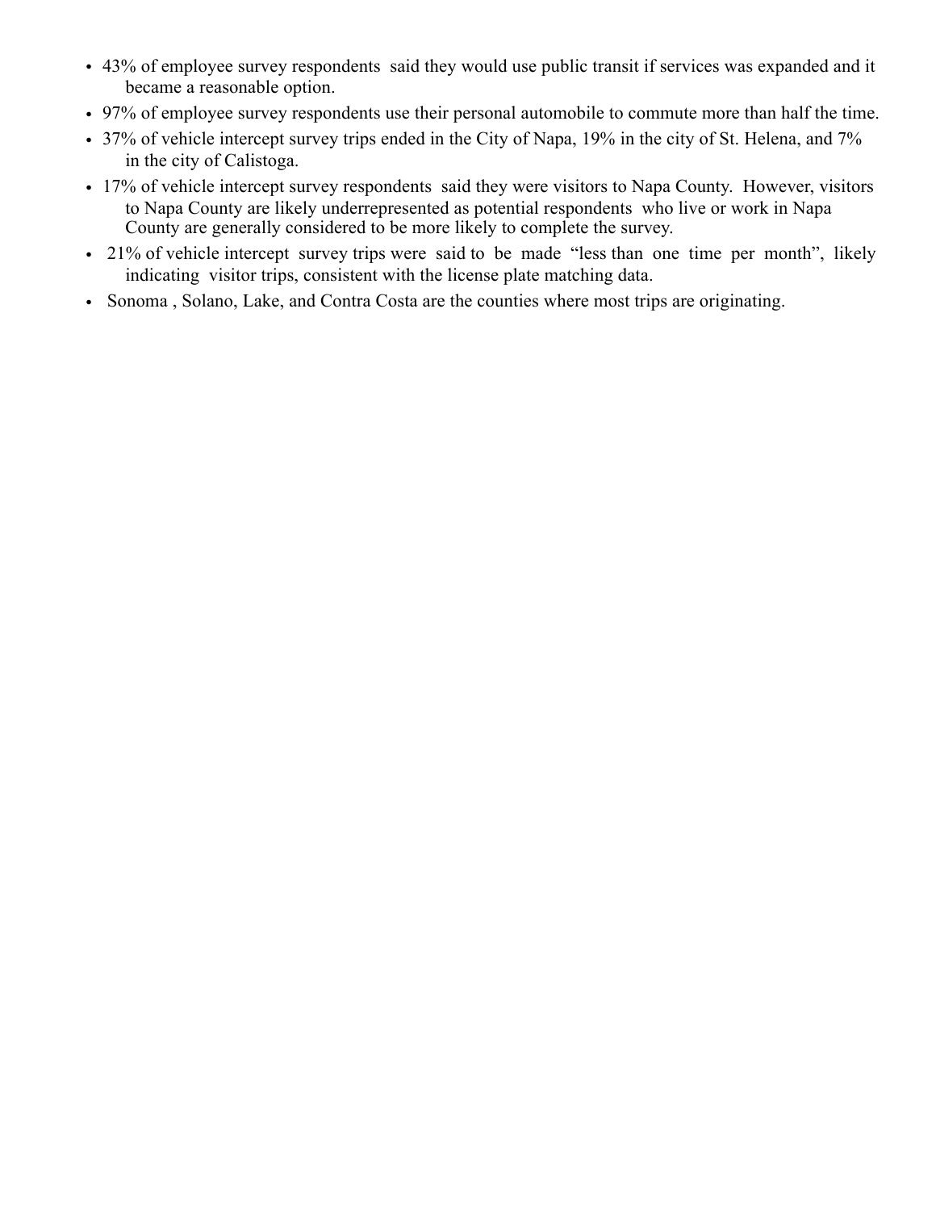- 43% of employee survey respondents said they would use public transit if services was expanded and it became a reasonable option.
- 97% of employee survey respondents use their personal automobile to commute more than half the time.
- 37% of vehicle intercept survey trips ended in the City of Napa, 19% in the city of St. Helena, and 7% in the city of Calistoga.
- 17% of vehicle intercept survey respondents said they were visitors to Napa County. However, visitors to Napa County are likely underrepresented as potential respondents who live or work in Napa County are generally considered to be more likely to complete the survey.
- 21% of vehicle intercept survey trips were said to be made "less than one time per month", likely indicating visitor trips, consistent with the license plate matching data.
- Sonoma , Solano, Lake, and Contra Costa are the counties where most trips are originating.